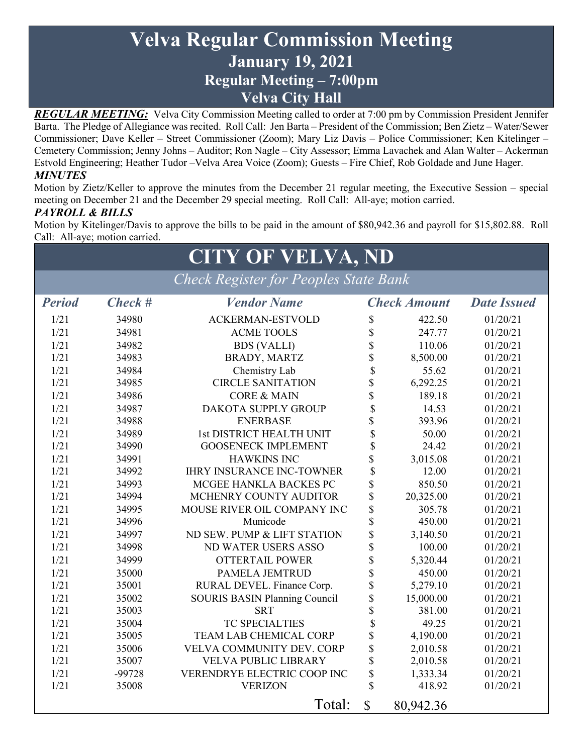# Velva Regular Commission Meeting

## January 19, 2021

## Regular Meeting – 7:00pm

## Velva City Hall

***REGULAR MEETING:*** Velva City Commission Meeting called to order at 7:00 pm by Commission President Jennifer Barta. The Pledge of Allegiance was recited. Roll Call: Jen Barta – President of the Commission; Ben Zietz – Water/Sewer Commissioner; Dave Keller – Street Commissioner (Zoom); Mary Liz Davis – Police Commissioner; Ken Kitelinger – Cemetery Commission; Jenny Johns – Auditor; Ron Nagle – City Assessor; Emma Lavachek and Alan Walter – Ackerman Estvold Engineering; Heather Tudor –Velva Area Voice (Zoom); Guests – Fire Chief, Rob Goldade and June Hager.

***MINUTES***

Motion by Zietz/Keller to approve the minutes from the December 21 regular meeting, the Executive Session – special meeting on December 21 and the December 29 special meeting. Roll Call: All-aye; motion carried.

***PAYROLL & BILLS***

Motion by Kitelinger/Davis to approve the bills to be paid in the amount of $80,942.36 and payroll for $15,802.88. Roll Call: All-aye; motion carried.

# CITY OF VELVA, ND

*Check Register for Peoples State Bank*

| *Period* | *Check #* | *Vendor Name* | *Check Amount* | *Date Issued* |
|---|---|---|---|---|
| 1/21 | 34980 | ACKERMAN-ESTVOLD | $ 422.50 | 01/20/21 |
| 1/21 | 34981 | ACME TOOLS | $ 247.77 | 01/20/21 |
| 1/21 | 34982 | BDS (VALLI) | $ 110.06 | 01/20/21 |
| 1/21 | 34983 | BRADY, MARTZ | $ 8,500.00 | 01/20/21 |
| 1/21 | 34984 | Chemistry Lab | $ 55.62 | 01/20/21 |
| 1/21 | 34985 | CIRCLE SANITATION | $ 6,292.25 | 01/20/21 |
| 1/21 | 34986 | CORE & MAIN | $ 189.18 | 01/20/21 |
| 1/21 | 34987 | DAKOTA SUPPLY GROUP | $ 14.53 | 01/20/21 |
| 1/21 | 34988 | ENERBASE | $ 393.96 | 01/20/21 |
| 1/21 | 34989 | 1st DISTRICT HEALTH UNIT | $ 50.00 | 01/20/21 |
| 1/21 | 34990 | GOOSENECK IMPLEMENT | $ 24.42 | 01/20/21 |
| 1/21 | 34991 | HAWKINS INC | $ 3,015.08 | 01/20/21 |
| 1/21 | 34992 | IHRY INSURANCE INC-TOWNER | $ 12.00 | 01/20/21 |
| 1/21 | 34993 | MCGEE HANKLA BACKES PC | $ 850.50 | 01/20/21 |
| 1/21 | 34994 | MCHENRY COUNTY AUDITOR | $ 20,325.00 | 01/20/21 |
| 1/21 | 34995 | MOUSE RIVER OIL COMPANY INC | $ 305.78 | 01/20/21 |
| 1/21 | 34996 | Municode | $ 450.00 | 01/20/21 |
| 1/21 | 34997 | ND SEW. PUMP & LIFT STATION | $ 3,140.50 | 01/20/21 |
| 1/21 | 34998 | ND WATER USERS ASSO | $ 100.00 | 01/20/21 |
| 1/21 | 34999 | OTTERTAIL POWER | $ 5,320.44 | 01/20/21 |
| 1/21 | 35000 | PAMELA JEMTRUD | $ 450.00 | 01/20/21 |
| 1/21 | 35001 | RURAL DEVEL. Finance Corp. | $ 5,279.10 | 01/20/21 |
| 1/21 | 35002 | SOURIS BASIN Planning Council | $ 15,000.00 | 01/20/21 |
| 1/21 | 35003 | SRT | $ 381.00 | 01/20/21 |
| 1/21 | 35004 | TC SPECIALTIES | $ 49.25 | 01/20/21 |
| 1/21 | 35005 | TEAM LAB CHEMICAL CORP | $ 4,190.00 | 01/20/21 |
| 1/21 | 35006 | VELVA COMMUNITY DEV. CORP | $ 2,010.58 | 01/20/21 |
| 1/21 | 35007 | VELVA PUBLIC LIBRARY | $ 2,010.58 | 01/20/21 |
| 1/21 | -99728 | VERENDRYE ELECTRIC COOP INC | $ 1,333.34 | 01/20/21 |
| 1/21 | 35008 | VERIZON | $ 418.92 | 01/20/21 |
| | | Total: | $ 80,942.36 | |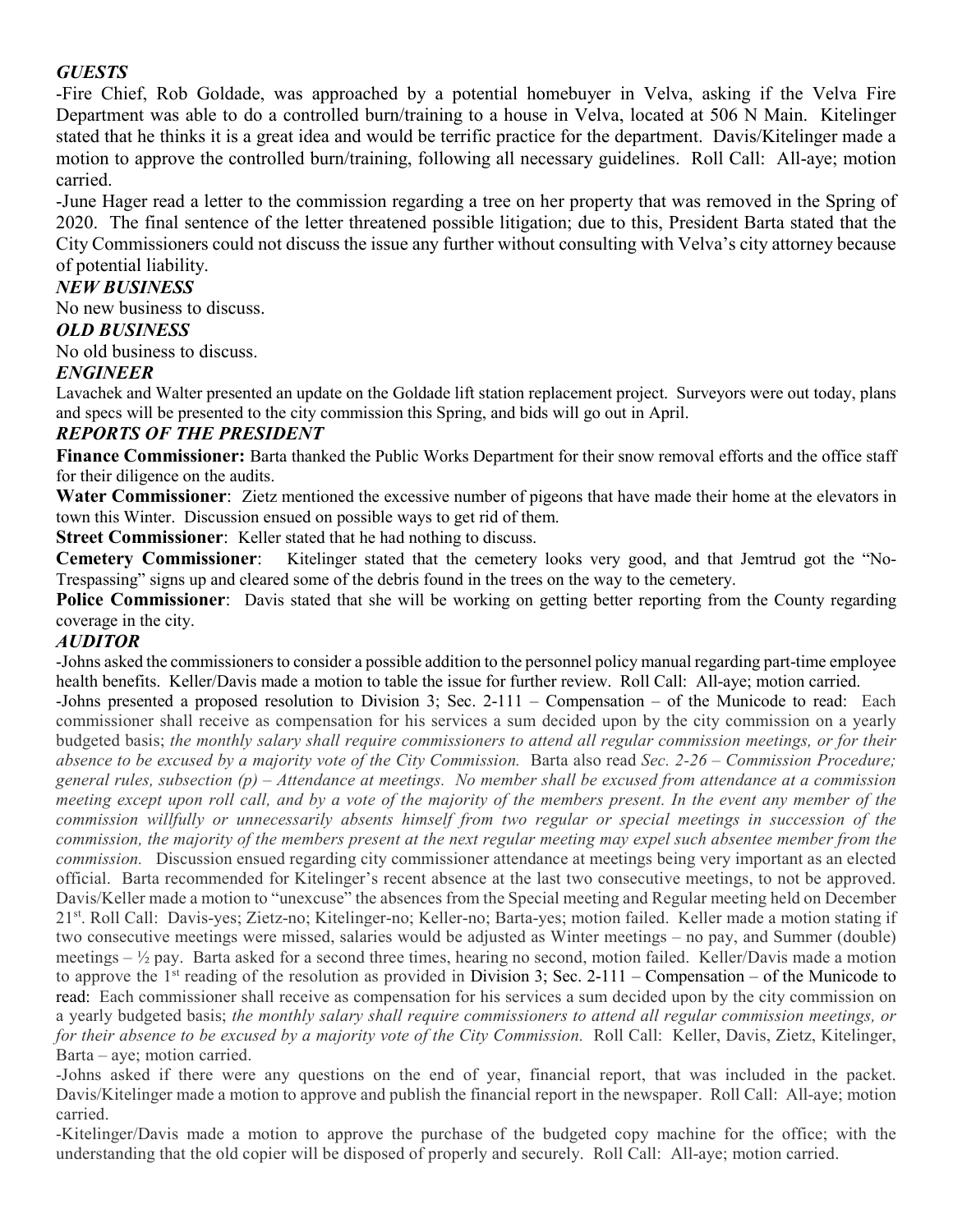***GUESTS***

-Fire Chief, Rob Goldade, was approached by a potential homebuyer in Velva, asking if the Velva Fire Department was able to do a controlled burn/training to a house in Velva, located at 506 N Main. Kitelinger stated that he thinks it is a great idea and would be terrific practice for the department. Davis/Kitelinger made a motion to approve the controlled burn/training, following all necessary guidelines. Roll Call: All-aye; motion carried.

-June Hager read a letter to the commission regarding a tree on her property that was removed in the Spring of 2020. The final sentence of the letter threatened possible litigation; due to this, President Barta stated that the City Commissioners could not discuss the issue any further without consulting with Velva's city attorney because of potential liability.

***NEW BUSINESS***

No new business to discuss.

***OLD BUSINESS***

No old business to discuss.

***ENGINEER***

Lavachek and Walter presented an update on the Goldade lift station replacement project. Surveyors were out today, plans and specs will be presented to the city commission this Spring, and bids will go out in April.

***REPORTS OF THE PRESIDENT***

**Finance Commissioner:** Barta thanked the Public Works Department for their snow removal efforts and the office staff for their diligence on the audits.

**Water Commissioner**: Zietz mentioned the excessive number of pigeons that have made their home at the elevators in town this Winter. Discussion ensued on possible ways to get rid of them.

**Street Commissioner**: Keller stated that he had nothing to discuss.

**Cemetery Commissioner**: Kitelinger stated that the cemetery looks very good, and that Jemtrud got the "No-Trespassing" signs up and cleared some of the debris found in the trees on the way to the cemetery.

**Police Commissioner**: Davis stated that she will be working on getting better reporting from the County regarding coverage in the city.

***AUDITOR***

-Johns asked the commissioners to consider a possible addition to the personnel policy manual regarding part-time employee health benefits. Keller/Davis made a motion to table the issue for further review. Roll Call: All-aye; motion carried.

-Johns presented a proposed resolution to Division 3; Sec. 2-111 – Compensation – of the Municode to read: Each commissioner shall receive as compensation for his services a sum decided upon by the city commission on a yearly budgeted basis; *the monthly salary shall require commissioners to attend all regular commission meetings, or for their absence to be excused by a majority vote of the City Commission.* Barta also read *Sec. 2-26 – Commission Procedure; general rules, subsection (p) – Attendance at meetings. No member shall be excused from attendance at a commission meeting except upon roll call, and by a vote of the majority of the members present. In the event any member of the commission willfully or unnecessarily absents himself from two regular or special meetings in succession of the commission, the majority of the members present at the next regular meeting may expel such absentee member from the commission.* Discussion ensued regarding city commissioner attendance at meetings being very important as an elected official. Barta recommended for Kitelinger's recent absence at the last two consecutive meetings, to not be approved. Davis/Keller made a motion to "unexcuse" the absences from the Special meeting and Regular meeting held on December 21st. Roll Call: Davis-yes; Zietz-no; Kitelinger-no; Keller-no; Barta-yes; motion failed. Keller made a motion stating if two consecutive meetings were missed, salaries would be adjusted as Winter meetings – no pay, and Summer (double) meetings – ½ pay. Barta asked for a second three times, hearing no second, motion failed. Keller/Davis made a motion to approve the 1st reading of the resolution as provided in Division 3; Sec. 2-111 – Compensation – of the Municode to read: Each commissioner shall receive as compensation for his services a sum decided upon by the city commission on a yearly budgeted basis; *the monthly salary shall require commissioners to attend all regular commission meetings, or for their absence to be excused by a majority vote of the City Commission.* Roll Call: Keller, Davis, Zietz, Kitelinger, Barta – aye; motion carried.

-Johns asked if there were any questions on the end of year, financial report, that was included in the packet. Davis/Kitelinger made a motion to approve and publish the financial report in the newspaper. Roll Call: All-aye; motion carried.

-Kitelinger/Davis made a motion to approve the purchase of the budgeted copy machine for the office; with the understanding that the old copier will be disposed of properly and securely. Roll Call: All-aye; motion carried.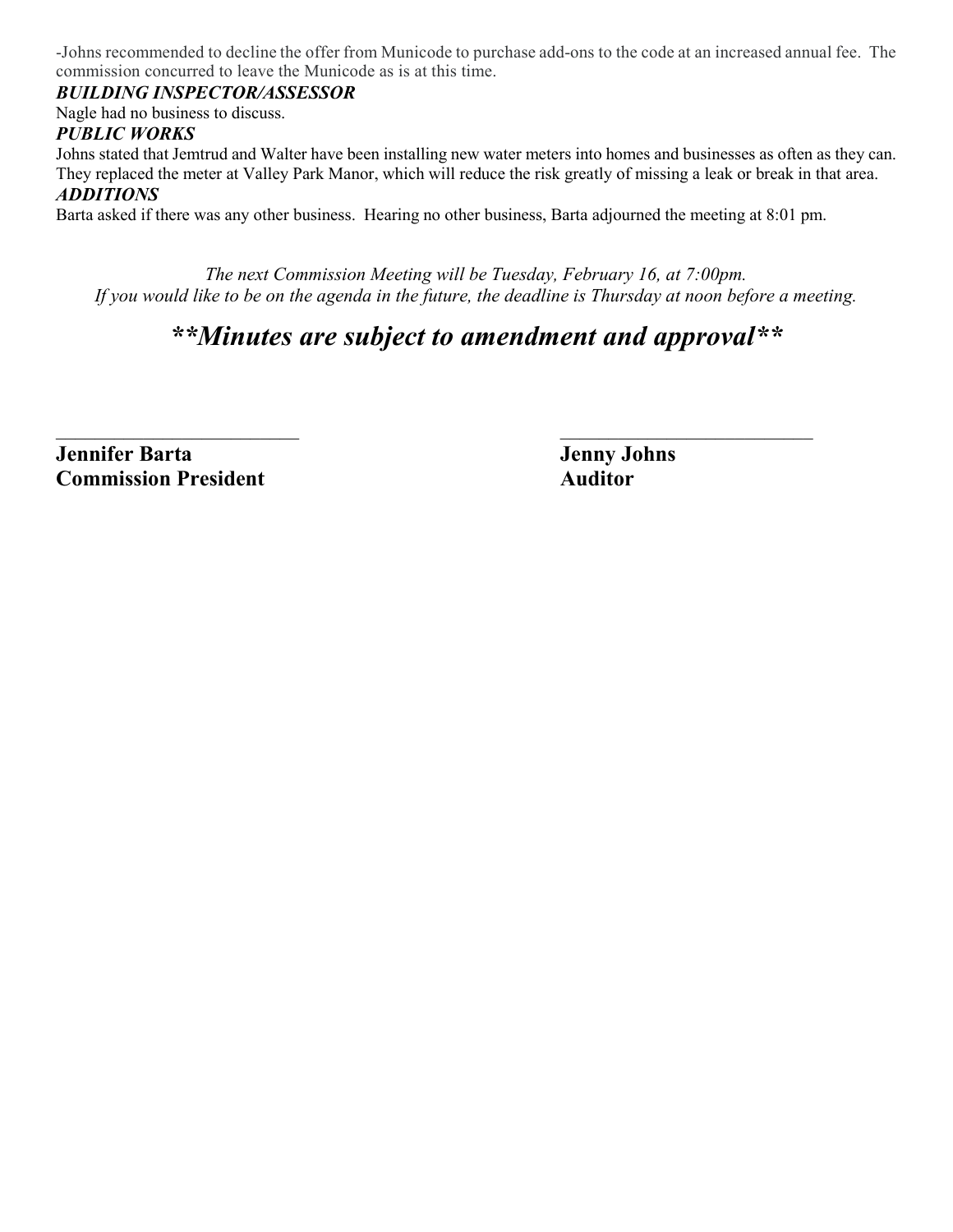-Johns recommended to decline the offer from Municode to purchase add-ons to the code at an increased annual fee. The commission concurred to leave the Municode as is at this time.

***BUILDING INSPECTOR/ASSESSOR***

Nagle had no business to discuss.

***PUBLIC WORKS***

Johns stated that Jemtrud and Walter have been installing new water meters into homes and businesses as often as they can. They replaced the meter at Valley Park Manor, which will reduce the risk greatly of missing a leak or break in that area.

***ADDITIONS***

Barta asked if there was any other business. Hearing no other business, Barta adjourned the meeting at 8:01 pm.

*The next Commission Meeting will be Tuesday, February 16, at 7:00pm.*
*If you would like to be on the agenda in the future, the deadline is Thursday at noon before a meeting.*

## ***\*\*Minutes are subject to amendment and approval\*\****

| | |
|---|---|
| \_\_\_\_\_\_\_\_\_\_\_\_\_\_\_\_\_\_\_\_\_\_\_\_\_ | \_\_\_\_\_\_\_\_\_\_\_\_\_\_\_\_\_\_\_\_\_\_\_\_\_ |
| **Jennifer Barta** | **Jenny Johns** |
| **Commission President** | **Auditor** |